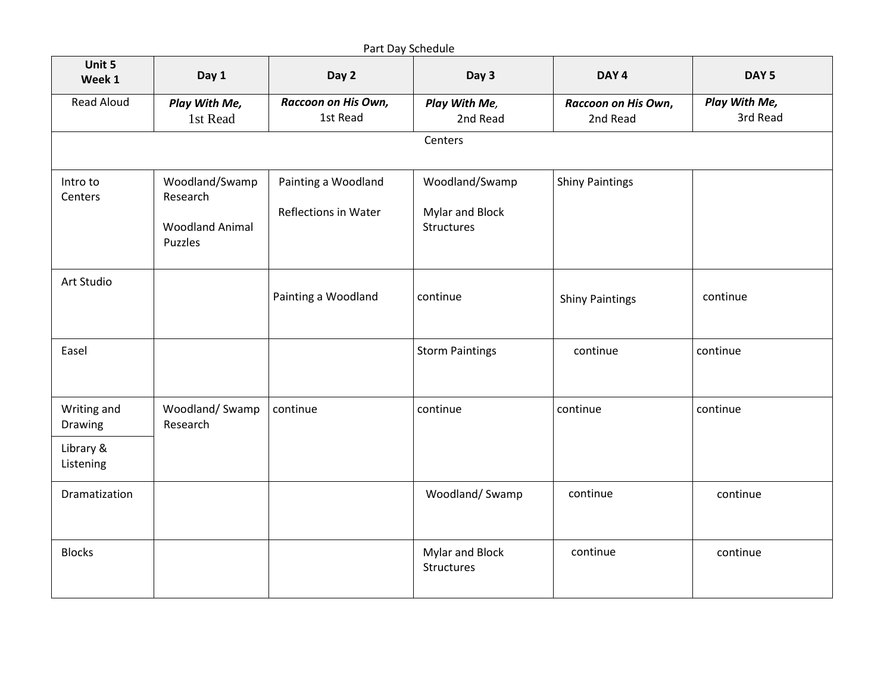Part Day Schedule

| Unit 5 Week 1 | Day 1 | Day 2 | Day 3 | DAY 4 | DAY 5 |
|---|---|---|---|---|---|
| Read Aloud | ***Play With Me,*** 1st Read | ***Raccoon on His Own,*** 1st Read | ***Play With Me,*** 2nd Read | ***Raccoon on His Own,*** 2nd Read | ***Play With Me,*** 3rd Read |
| Centers | | | | | |
| Intro to Centers | Woodland/Swamp Research<br><br>Woodland Animal Puzzles | Painting a Woodland<br><br>Reflections in Water | Woodland/Swamp<br><br>Mylar and Block Structures | Shiny Paintings | |
| Art Studio | | Painting a Woodland | continue | Shiny Paintings | continue |
| Easel | | | Storm Paintings | continue | continue |
| Writing and Drawing<br><br>Library & Listening | Woodland/ Swamp Research | continue | continue | continue | continue |
| Dramatization | | | Woodland/ Swamp | continue | continue |
| Blocks | | | Mylar and Block Structures | continue | continue |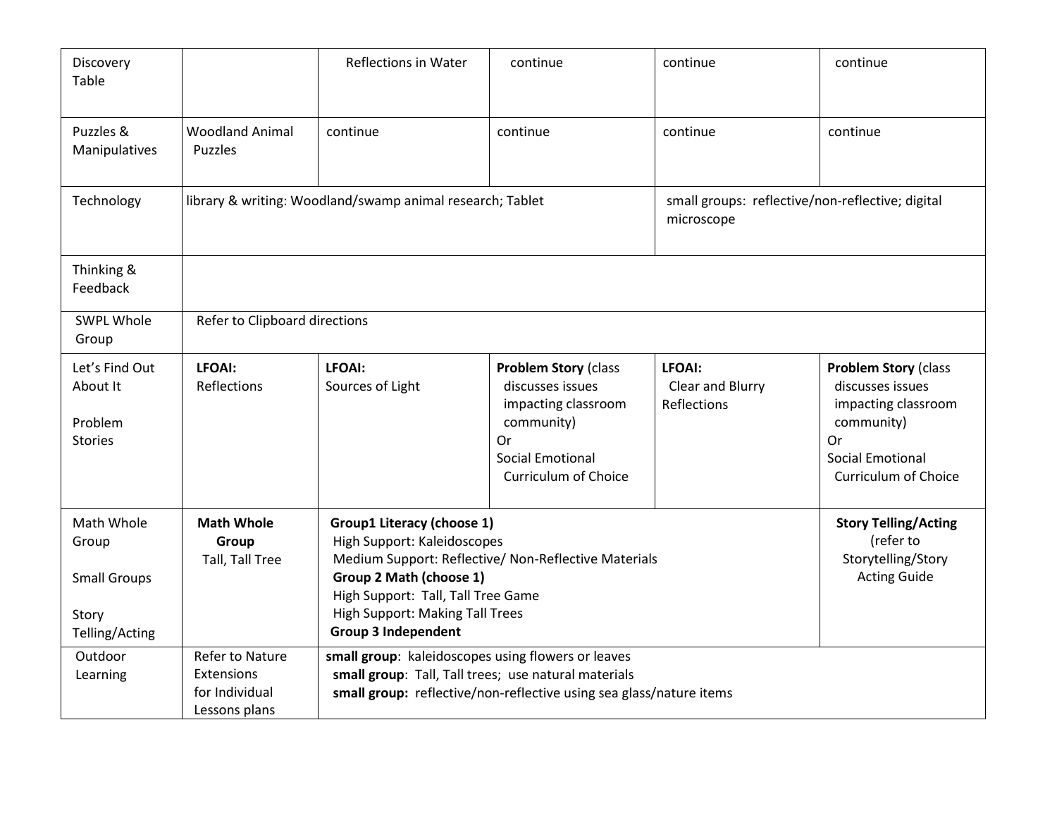| | | | | | |
|---|---|---|---|---|---|
| Discovery Table | | Reflections in Water | continue | continue | continue |
| Puzzles & Manipulatives | Woodland Animal Puzzles | continue | continue | continue | continue |
| Technology | library & writing: Woodland/swamp animal research; Tablet | | | small groups: reflective/non-reflective; digital microscope | |
| Thinking & Feedback | | | | | |
| SWPL Whole Group | Refer to Clipboard directions | | | | |
| Let's Find Out About It<br><br>Problem Stories | **LFOAI:** Reflections | **LFOAI:** Sources of Light | **Problem Story** (class discusses issues impacting classroom community)<br>Or<br>Social Emotional Curriculum of Choice | **LFOAI:** Clear and Blurry Reflections | **Problem Story** (class discusses issues impacting classroom community)<br>Or<br>Social Emotional Curriculum of Choice |
| Math Whole Group<br><br>Small Groups<br><br>Story Telling/Acting | **Math Whole Group** Tall, Tall Tree | **Group1 Literacy (choose 1)**<br>High Support: Kaleidoscopes<br>Medium Support: Reflective/ Non-Reflective Materials<br>**Group 2 Math (choose 1)**<br>High Support: Tall, Tall Tree Game<br>High Support: Making Tall Trees<br>**Group 3 Independent** | | | **Story Telling/Acting** (refer to Storytelling/Story Acting Guide |
| Outdoor Learning | Refer to Nature Extensions for Individual Lessons plans | **small group**: kaleidoscopes using flowers or leaves<br>**small group**: Tall, Tall trees; use natural materials<br>**small group:** reflective/non-reflective using sea glass/nature items | | | |